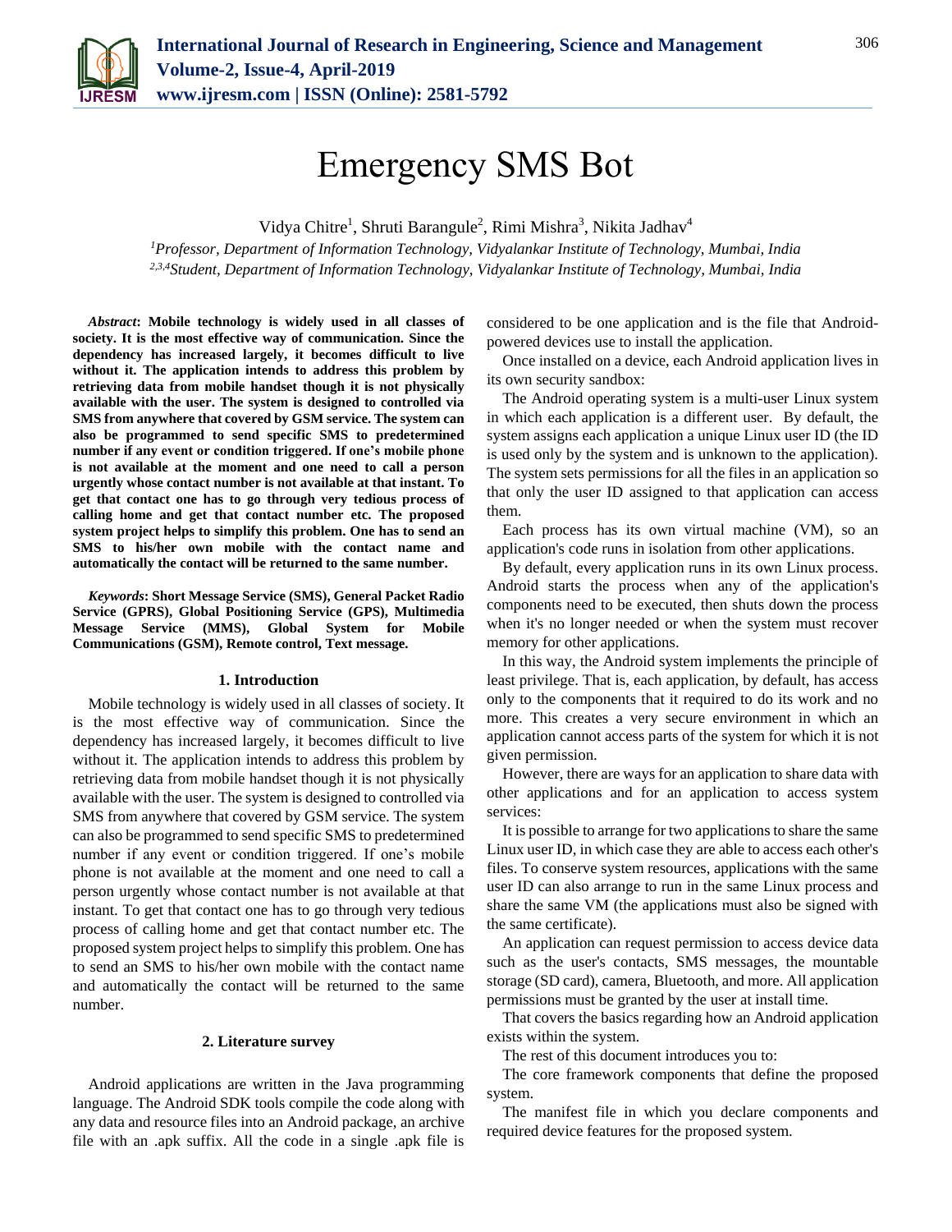# Emergency SMS Bot

Vidya Chitre[1], Shruti Barangule[2], Rimi Mishra[3], Nikita Jadhav[4]

[1]*Professor, Department of Information Technology, Vidyalankar Institute of Technology, Mumbai, India*
[2,3,4]*Student, Department of Information Technology, Vidyalankar Institute of Technology, Mumbai, India*

***Abstract*: Mobile technology is widely used in all classes of society. It is the most effective way of communication. Since the dependency has increased largely, it becomes difficult to live without it. The application intends to address this problem by retrieving data from mobile handset though it is not physically available with the user. The system is designed to controlled via SMS from anywhere that covered by GSM service. The system can also be programmed to send specific SMS to predetermined number if any event or condition triggered. If one's mobile phone is not available at the moment and one need to call a person urgently whose contact number is not available at that instant. To get that contact one has to go through very tedious process of calling home and get that contact number etc. The proposed system project helps to simplify this problem. One has to send an SMS to his/her own mobile with the contact name and automatically the contact will be returned to the same number.**

***Keywords*: Short Message Service (SMS), General Packet Radio Service (GPRS), Global Positioning Service (GPS), Multimedia Message Service (MMS), Global System for Mobile Communications (GSM), Remote control, Text message.**

## 1. Introduction

Mobile technology is widely used in all classes of society. It is the most effective way of communication. Since the dependency has increased largely, it becomes difficult to live without it. The application intends to address this problem by retrieving data from mobile handset though it is not physically available with the user. The system is designed to controlled via SMS from anywhere that covered by GSM service. The system can also be programmed to send specific SMS to predetermined number if any event or condition triggered. If one's mobile phone is not available at the moment and one need to call a person urgently whose contact number is not available at that instant. To get that contact one has to go through very tedious process of calling home and get that contact number etc. The proposed system project helps to simplify this problem. One has to send an SMS to his/her own mobile with the contact name and automatically the contact will be returned to the same number.

## 2. Literature survey

Android applications are written in the Java programming language. The Android SDK tools compile the code along with any data and resource files into an Android package, an archive file with an .apk suffix. All the code in a single .apk file is considered to be one application and is the file that Android-powered devices use to install the application.

Once installed on a device, each Android application lives in its own security sandbox:

The Android operating system is a multi-user Linux system in which each application is a different user. By default, the system assigns each application a unique Linux user ID (the ID is used only by the system and is unknown to the application). The system sets permissions for all the files in an application so that only the user ID assigned to that application can access them.

Each process has its own virtual machine (VM), so an application's code runs in isolation from other applications.

By default, every application runs in its own Linux process. Android starts the process when any of the application's components need to be executed, then shuts down the process when it's no longer needed or when the system must recover memory for other applications.

In this way, the Android system implements the principle of least privilege. That is, each application, by default, has access only to the components that it required to do its work and no more. This creates a very secure environment in which an application cannot access parts of the system for which it is not given permission.

However, there are ways for an application to share data with other applications and for an application to access system services:

It is possible to arrange for two applications to share the same Linux user ID, in which case they are able to access each other's files. To conserve system resources, applications with the same user ID can also arrange to run in the same Linux process and share the same VM (the applications must also be signed with the same certificate).

An application can request permission to access device data such as the user's contacts, SMS messages, the mountable storage (SD card), camera, Bluetooth, and more. All application permissions must be granted by the user at install time.

That covers the basics regarding how an Android application exists within the system.

The rest of this document introduces you to:

The core framework components that define the proposed system.

The manifest file in which you declare components and required device features for the proposed system.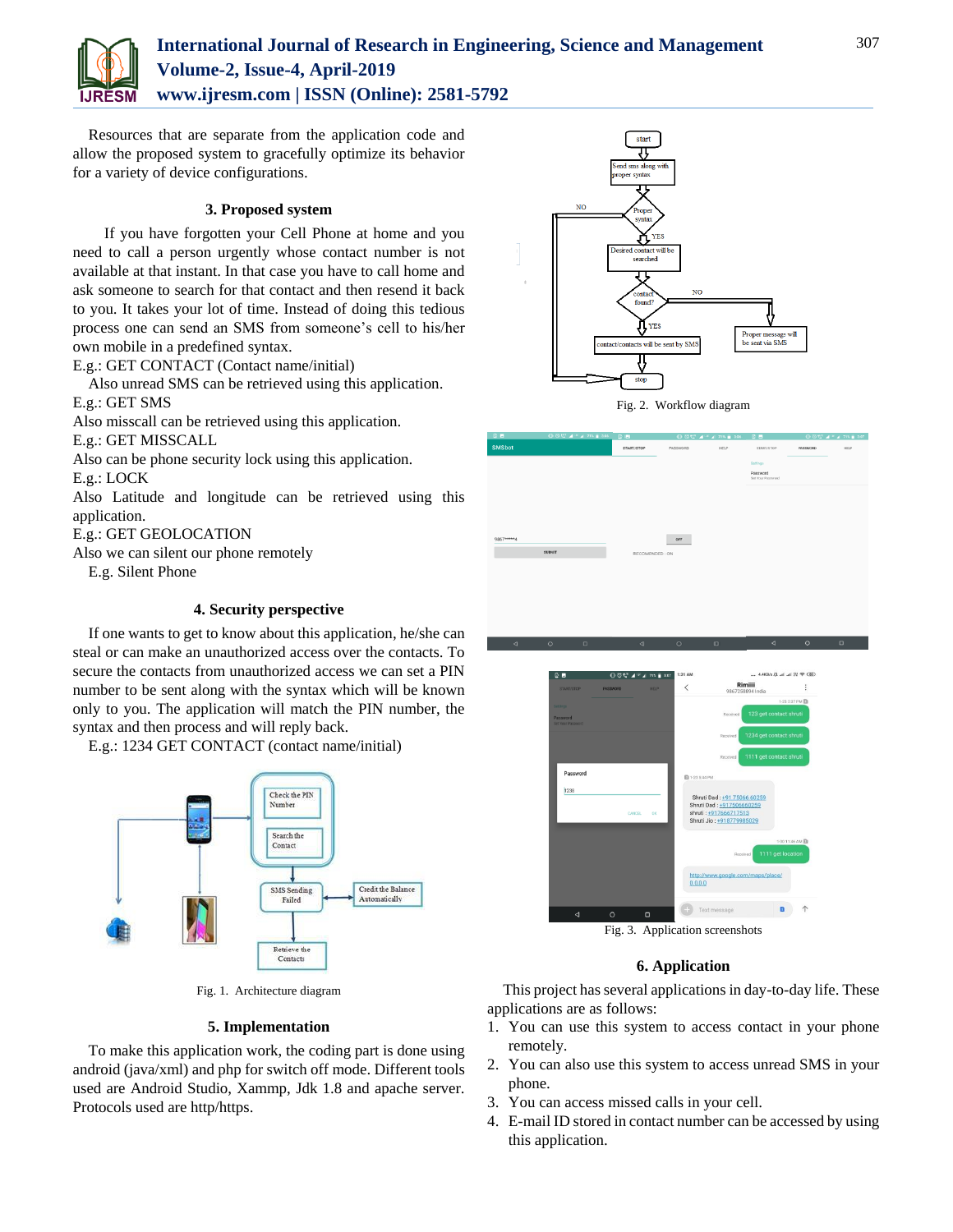Resources that are separate from the application code and allow the proposed system to gracefully optimize its behavior for a variety of device configurations.

## 3. Proposed system

If you have forgotten your Cell Phone at home and you need to call a person urgently whose contact number is not available at that instant. In that case you have to call home and ask someone to search for that contact and then resend it back to you. It takes your lot of time. Instead of doing this tedious process one can send an SMS from someone's cell to his/her own mobile in a predefined syntax.

E.g.: GET CONTACT (Contact name/initial)

Also unread SMS can be retrieved using this application.

E.g.: GET SMS

Also misscall can be retrieved using this application.

E.g.: GET MISSCALL

Also can be phone security lock using this application.

E.g.: LOCK

Also Latitude and longitude can be retrieved using this application.

E.g.: GET GEOLOCATION

Also we can silent our phone remotely

E.g. Silent Phone

## 4. Security perspective

If one wants to get to know about this application, he/she can steal or can make an unauthorized access over the contacts. To secure the contacts from unauthorized access we can set a PIN number to be sent along with the syntax which will be known only to you. The application will match the PIN number, the syntax and then process and will reply back.

E.g.: 1234 GET CONTACT (contact name/initial)

Fig. 1. Architecture diagram

## 5. Implementation

To make this application work, the coding part is done using android (java/xml) and php for switch off mode. Different tools used are Android Studio, Xammp, Jdk 1.8 and apache server. Protocols used are http/https.

Fig. 2. Workflow diagram

Fig. 3. Application screenshots

## 6. Application

This project has several applications in day-to-day life. These applications are as follows:

1. You can use this system to access contact in your phone remotely.
2. You can also use this system to access unread SMS in your phone.
3. You can access missed calls in your cell.
4. E-mail ID stored in contact number can be accessed by using this application.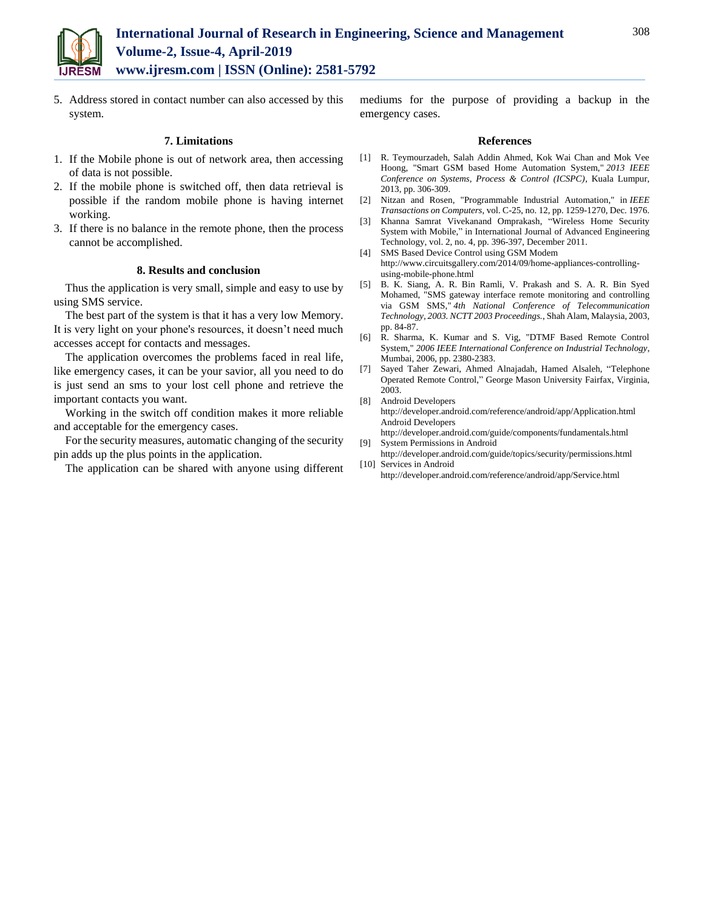5. Address stored in contact number can also accessed by this system.

## 7. Limitations

1. If the Mobile phone is out of network area, then accessing of data is not possible.
2. If the mobile phone is switched off, then data retrieval is possible if the random mobile phone is having internet working.
3. If there is no balance in the remote phone, then the process cannot be accomplished.

## 8. Results and conclusion

Thus the application is very small, simple and easy to use by using SMS service.

The best part of the system is that it has a very low Memory. It is very light on your phone's resources, it doesn't need much accesses accept for contacts and messages.

The application overcomes the problems faced in real life, like emergency cases, it can be your savior, all you need to do is just send an sms to your lost cell phone and retrieve the important contacts you want.

Working in the switch off condition makes it more reliable and acceptable for the emergency cases.

For the security measures, automatic changing of the security pin adds up the plus points in the application.

The application can be shared with anyone using different mediums for the purpose of providing a backup in the emergency cases.

## References

[1] R. Teymourzadeh, Salah Addin Ahmed, Kok Wai Chan and Mok Vee Hoong, "Smart GSM based Home Automation System," *2013 IEEE Conference on Systems, Process & Control (ICSPC)*, Kuala Lumpur, 2013, pp. 306-309.

[2] Nitzan and Rosen, "Programmable Industrial Automation," in *IEEE Transactions on Computers*, vol. C-25, no. 12, pp. 1259-1270, Dec. 1976.

[3] Khanna Samrat Vivekanand Omprakash, "Wireless Home Security System with Mobile," in International Journal of Advanced Engineering Technology, vol. 2, no. 4, pp. 396-397, December 2011.

[4] SMS Based Device Control using GSM Modem http://www.circuitsgallery.com/2014/09/home-appliances-controlling-using-mobile-phone.html

[5] B. K. Siang, A. R. Bin Ramli, V. Prakash and S. A. R. Bin Syed Mohamed, "SMS gateway interface remote monitoring and controlling via GSM SMS," *4th National Conference of Telecommunication Technology, 2003. NCTT 2003 Proceedings.*, Shah Alam, Malaysia, 2003, pp. 84-87.

[6] R. Sharma, K. Kumar and S. Vig, "DTMF Based Remote Control System," *2006 IEEE International Conference on Industrial Technology*, Mumbai, 2006, pp. 2380-2383.

[7] Sayed Taher Zewari, Ahmed Alnajadah, Hamed Alsaleh, "Telephone Operated Remote Control," George Mason University Fairfax, Virginia, 2003.

[8] Android Developers http://developer.android.com/reference/android/app/Application.html Android Developers http://developer.android.com/guide/components/fundamentals.html

[9] System Permissions in Android http://developer.android.com/guide/topics/security/permissions.html

[10] Services in Android http://developer.android.com/reference/android/app/Service.html